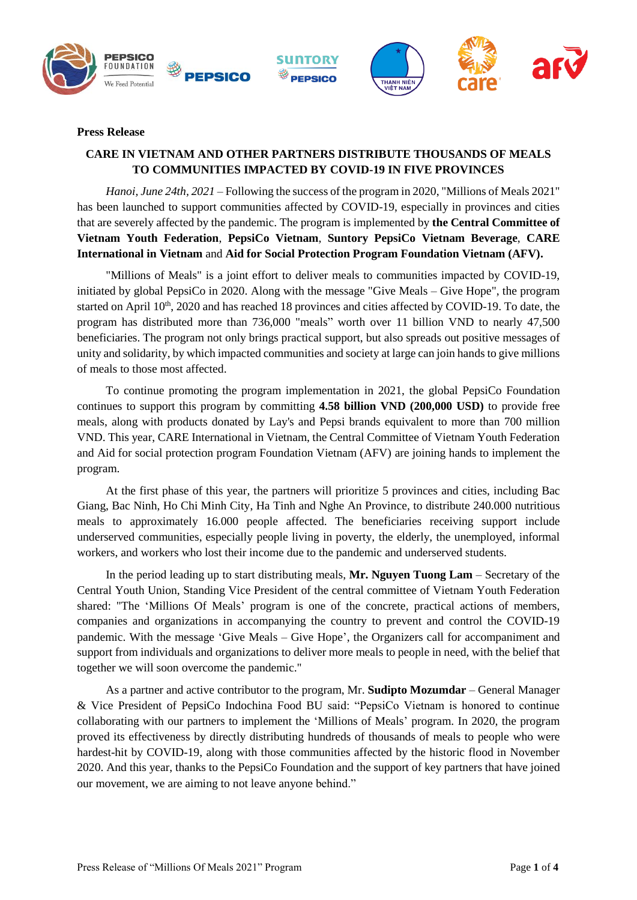**Press Release**

## CARE IN VIETNAM AND OTHER PARTNERS DISTRIBUTE THOUSANDS OF MEALS TO COMMUNITIES IMPACTED BY COVID-19 IN FIVE PROVINCES

*Hanoi, June 24th, 2021* – Following the success of the program in 2020, "Millions of Meals 2021" has been launched to support communities affected by COVID-19, especially in provinces and cities that are severely affected by the pandemic. The program is implemented by **the Central Committee of Vietnam Youth Federation**, **PepsiCo Vietnam**, **Suntory PepsiCo Vietnam Beverage**, **CARE International in Vietnam** and **Aid for Social Protection Program Foundation Vietnam (AFV).**

"Millions of Meals" is a joint effort to deliver meals to communities impacted by COVID-19, initiated by global PepsiCo in 2020. Along with the message "Give Meals – Give Hope", the program started on April 10th, 2020 and has reached 18 provinces and cities affected by COVID-19. To date, the program has distributed more than 736,000 "meals" worth over 11 billion VND to nearly 47,500 beneficiaries. The program not only brings practical support, but also spreads out positive messages of unity and solidarity, by which impacted communities and society at large can join hands to give millions of meals to those most affected.

To continue promoting the program implementation in 2021, the global PepsiCo Foundation continues to support this program by committing **4.58 billion VND (200,000 USD)** to provide free meals, along with products donated by Lay's and Pepsi brands equivalent to more than 700 million VND. This year, CARE International in Vietnam, the Central Committee of Vietnam Youth Federation and Aid for social protection program Foundation Vietnam (AFV) are joining hands to implement the program.

At the first phase of this year, the partners will prioritize 5 provinces and cities, including Bac Giang, Bac Ninh, Ho Chi Minh City, Ha Tinh and Nghe An Province, to distribute 240.000 nutritious meals to approximately 16.000 people affected. The beneficiaries receiving support include underserved communities, especially people living in poverty, the elderly, the unemployed, informal workers, and workers who lost their income due to the pandemic and underserved students.

In the period leading up to start distributing meals, **Mr. Nguyen Tuong Lam** – Secretary of the Central Youth Union, Standing Vice President of the central committee of Vietnam Youth Federation shared: "The 'Millions Of Meals' program is one of the concrete, practical actions of members, companies and organizations in accompanying the country to prevent and control the COVID-19 pandemic. With the message 'Give Meals – Give Hope', the Organizers call for accompaniment and support from individuals and organizations to deliver more meals to people in need, with the belief that together we will soon overcome the pandemic."

As a partner and active contributor to the program, Mr. **Sudipto Mozumdar** – General Manager & Vice President of PepsiCo Indochina Food BU said: "PepsiCo Vietnam is honored to continue collaborating with our partners to implement the 'Millions of Meals' program. In 2020, the program proved its effectiveness by directly distributing hundreds of thousands of meals to people who were hardest-hit by COVID-19, along with those communities affected by the historic flood in November 2020. And this year, thanks to the PepsiCo Foundation and the support of key partners that have joined our movement, we are aiming to not leave anyone behind."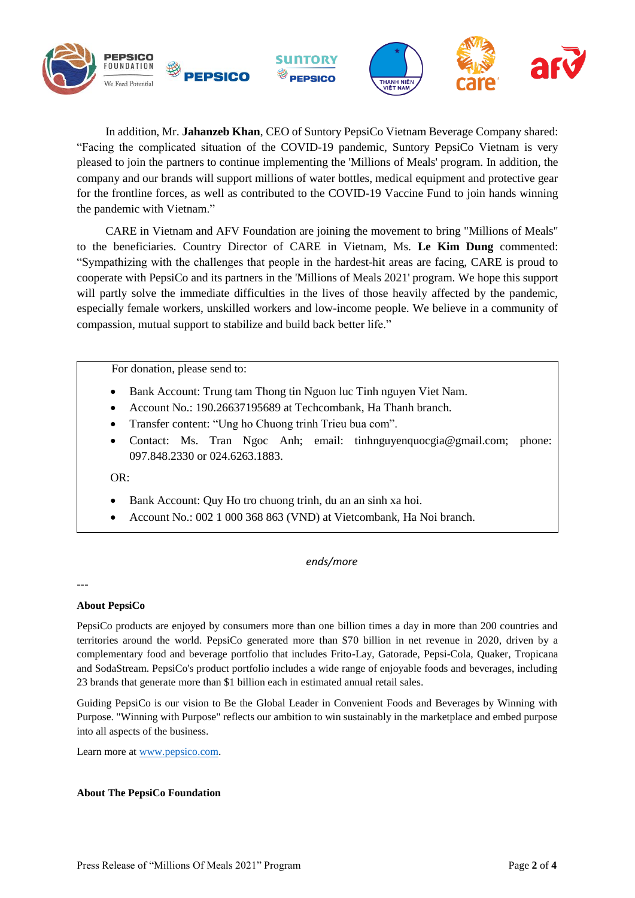In addition, Mr. **Jahanzeb Khan**, CEO of Suntory PepsiCo Vietnam Beverage Company shared: “Facing the complicated situation of the COVID-19 pandemic, Suntory PepsiCo Vietnam is very pleased to join the partners to continue implementing the 'Millions of Meals' program. In addition, the company and our brands will support millions of water bottles, medical equipment and protective gear for the frontline forces, as well as contributed to the COVID-19 Vaccine Fund to join hands winning the pandemic with Vietnam.”

CARE in Vietnam and AFV Foundation are joining the movement to bring "Millions of Meals" to the beneficiaries. Country Director of CARE in Vietnam, Ms. **Le Kim Dung** commented: “Sympathizing with the challenges that people in the hardest-hit areas are facing, CARE is proud to cooperate with PepsiCo and its partners in the 'Millions of Meals 2021' program. We hope this support will partly solve the immediate difficulties in the lives of those heavily affected by the pandemic, especially female workers, unskilled workers and low-income people. We believe in a community of compassion, mutual support to stabilize and build back better life.”

For donation, please send to:

- Bank Account: Trung tam Thong tin Nguon luc Tinh nguyen Viet Nam.
- Account No.: 190.26637195689 at Techcombank, Ha Thanh branch.
- Transfer content: “Ung ho Chuong trinh Trieu bua com”.
- Contact: Ms. Tran Ngoc Anh; email: tinhnguyenquocgia@gmail.com; phone: 097.848.2330 or 024.6263.1883.

OR:

- Bank Account: Quy Ho tro chuong trinh, du an an sinh xa hoi.
- Account No.: 002 1 000 368 863 (VND) at Vietcombank, Ha Noi branch.

*ends/more*

---

**About PepsiCo**

PepsiCo products are enjoyed by consumers more than one billion times a day in more than 200 countries and territories around the world. PepsiCo generated more than $70 billion in net revenue in 2020, driven by a complementary food and beverage portfolio that includes Frito-Lay, Gatorade, Pepsi-Cola, Quaker, Tropicana and SodaStream. PepsiCo's product portfolio includes a wide range of enjoyable foods and beverages, including 23 brands that generate more than $1 billion each in estimated annual retail sales.

Guiding PepsiCo is our vision to Be the Global Leader in Convenient Foods and Beverages by Winning with Purpose. "Winning with Purpose" reflects our ambition to win sustainably in the marketplace and embed purpose into all aspects of the business.

Learn more at www.pepsico.com.

**About The PepsiCo Foundation**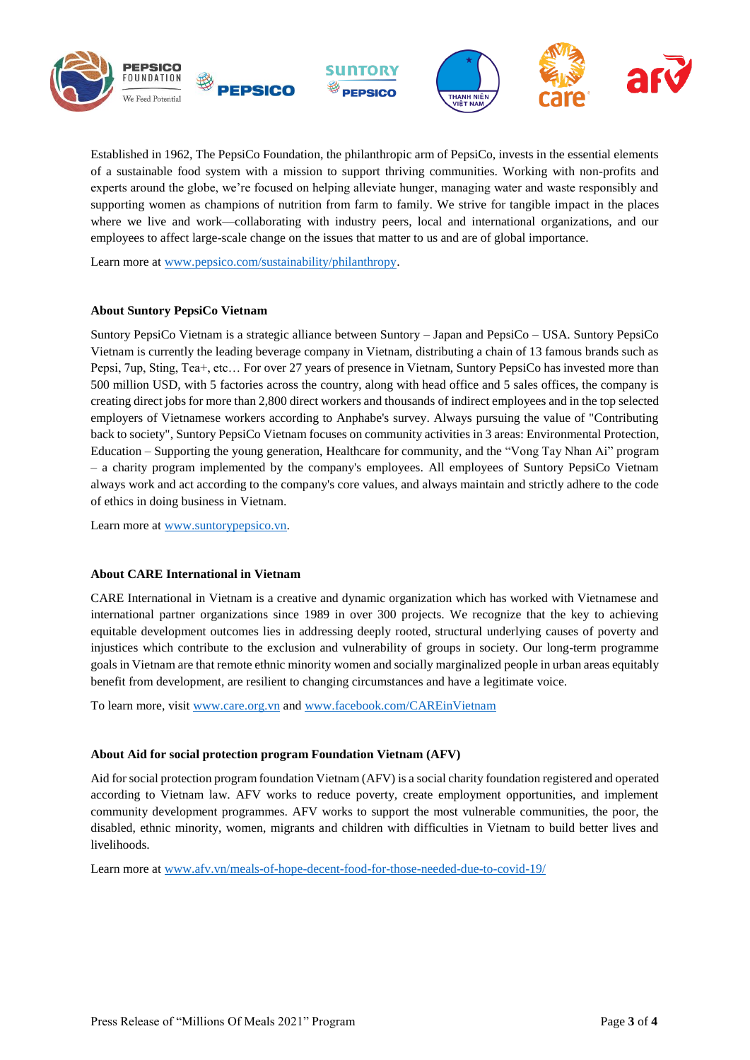Established in 1962, The PepsiCo Foundation, the philanthropic arm of PepsiCo, invests in the essential elements of a sustainable food system with a mission to support thriving communities. Working with non-profits and experts around the globe, we're focused on helping alleviate hunger, managing water and waste responsibly and supporting women as champions of nutrition from farm to family. We strive for tangible impact in the places where we live and work—collaborating with industry peers, local and international organizations, and our employees to affect large-scale change on the issues that matter to us and are of global importance.

Learn more at [www.pepsico.com/sustainability/philanthropy](www.pepsico.com/sustainability/philanthropy).

**About Suntory PepsiCo Vietnam**

Suntory PepsiCo Vietnam is a strategic alliance between Suntory – Japan and PepsiCo – USA. Suntory PepsiCo Vietnam is currently the leading beverage company in Vietnam, distributing a chain of 13 famous brands such as Pepsi, 7up, Sting, Tea+, etc… For over 27 years of presence in Vietnam, Suntory PepsiCo has invested more than 500 million USD, with 5 factories across the country, along with head office and 5 sales offices, the company is creating direct jobs for more than 2,800 direct workers and thousands of indirect employees and in the top selected employers of Vietnamese workers according to Anphabe's survey. Always pursuing the value of "Contributing back to society", Suntory PepsiCo Vietnam focuses on community activities in 3 areas: Environmental Protection, Education – Supporting the young generation, Healthcare for community, and the "Vong Tay Nhan Ai" program – a charity program implemented by the company's employees. All employees of Suntory PepsiCo Vietnam always work and act according to the company's core values, and always maintain and strictly adhere to the code of ethics in doing business in Vietnam.

Learn more at [www.suntorypepsico.vn](www.suntorypepsico.vn).

**About CARE International in Vietnam**

CARE International in Vietnam is a creative and dynamic organization which has worked with Vietnamese and international partner organizations since 1989 in over 300 projects. We recognize that the key to achieving equitable development outcomes lies in addressing deeply rooted, structural underlying causes of poverty and injustices which contribute to the exclusion and vulnerability of groups in society. Our long-term programme goals in Vietnam are that remote ethnic minority women and socially marginalized people in urban areas equitably benefit from development, are resilient to changing circumstances and have a legitimate voice.

To learn more, visit [www.care.org.vn](www.care.org.vn) and [www.facebook.com/CAREinVietnam](www.facebook.com/CAREinVietnam)

**About Aid for social protection program Foundation Vietnam (AFV)**

Aid for social protection program foundation Vietnam (AFV) is a social charity foundation registered and operated according to Vietnam law. AFV works to reduce poverty, create employment opportunities, and implement community development programmes. AFV works to support the most vulnerable communities, the poor, the disabled, ethnic minority, women, migrants and children with difficulties in Vietnam to build better lives and livelihoods.

Learn more at [www.afv.vn/meals-of-hope-decent-food-for-those-needed-due-to-covid-19/](www.afv.vn/meals-of-hope-decent-food-for-those-needed-due-to-covid-19/)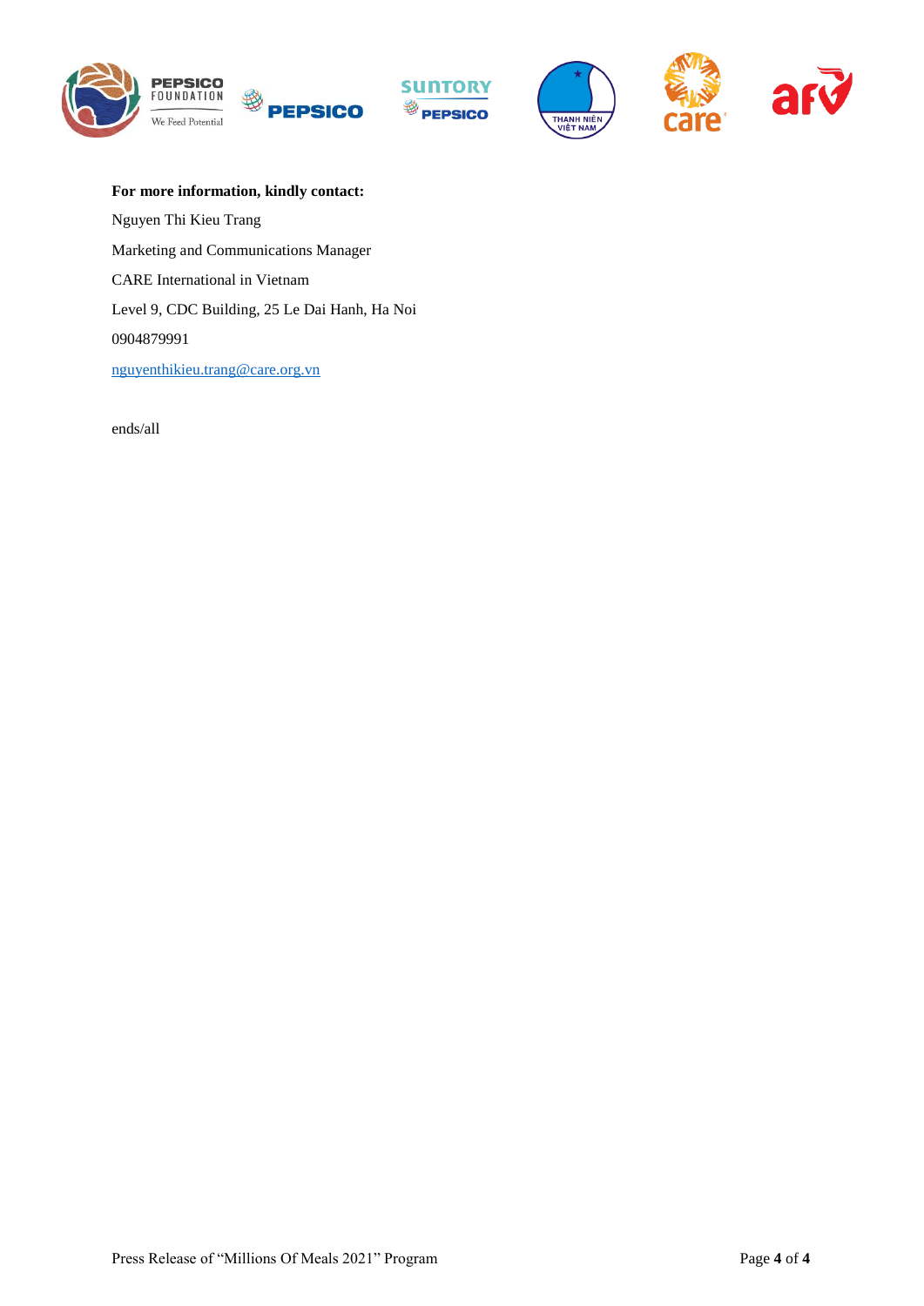**For more information, kindly contact:**

Nguyen Thi Kieu Trang

Marketing and Communications Manager

CARE International in Vietnam

Level 9, CDC Building, 25 Le Dai Hanh, Ha Noi

0904879991

nguyenthikieu.trang@care.org.vn

ends/all